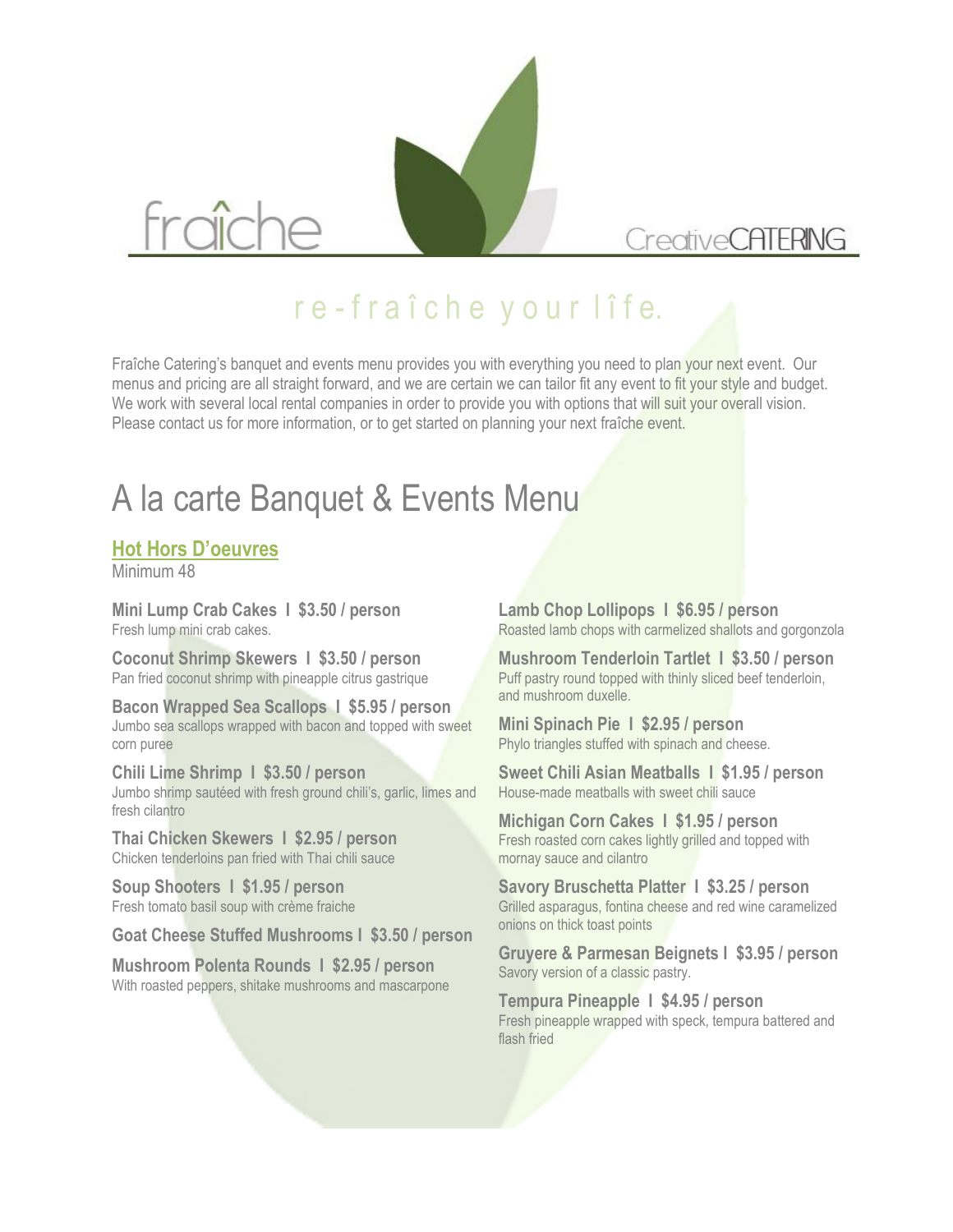fraîche CreativeCATERING

re-fraîche your lîfe.

Fraîche Catering's banquet and events menu provides you with everything you need to plan your next event. Our menus and pricing are all straight forward, and we are certain we can tailor fit any event to fit your style and budget. We work with several local rental companies in order to provide you with options that will suit your overall vision. Please contact us for more information, or to get started on planning your next fraîche event.

# A la carte Banquet & Events Menu

## Hot Hors D'oeuvres

Minimum 48

**Mini Lump Crab Cakes I $3.50 / person**
Fresh lump mini crab cakes.

**Coconut Shrimp Skewers I $3.50 / person**
Pan fried coconut shrimp with pineapple citrus gastrique

**Bacon Wrapped Sea Scallops I $5.95 / person**
Jumbo sea scallops wrapped with bacon and topped with sweet corn puree

**Chili Lime Shrimp I $3.50 / person**
Jumbo shrimp sautéed with fresh ground chili's, garlic, limes and fresh cilantro

**Thai Chicken Skewers I $2.95 / person**
Chicken tenderloins pan fried with Thai chili sauce

**Soup Shooters I $1.95 / person**
Fresh tomato basil soup with crème fraiche

**Goat Cheese Stuffed Mushrooms I $3.50 / person**

**Mushroom Polenta Rounds I $2.95 / person**
With roasted peppers, shitake mushrooms and mascarpone

**Lamb Chop Lollipops I $6.95 / person**
Roasted lamb chops with carmelized shallots and gorgonzola

**Mushroom Tenderloin Tartlet I $3.50 / person**
Puff pastry round topped with thinly sliced beef tenderloin, and mushroom duxelle.

**Mini Spinach Pie I $2.95 / person**
Phylo triangles stuffed with spinach and cheese.

**Sweet Chili Asian Meatballs I $1.95 / person**
House-made meatballs with sweet chili sauce

**Michigan Corn Cakes I $1.95 / person**
Fresh roasted corn cakes lightly grilled and topped with mornay sauce and cilantro

**Savory Bruschetta Platter I $3.25 / person**
Grilled asparagus, fontina cheese and red wine caramelized onions on thick toast points

**Gruyere & Parmesan Beignets I $3.95 / person**
Savory version of a classic pastry.

**Tempura Pineapple I $4.95 / person**
Fresh pineapple wrapped with speck, tempura battered and flash fried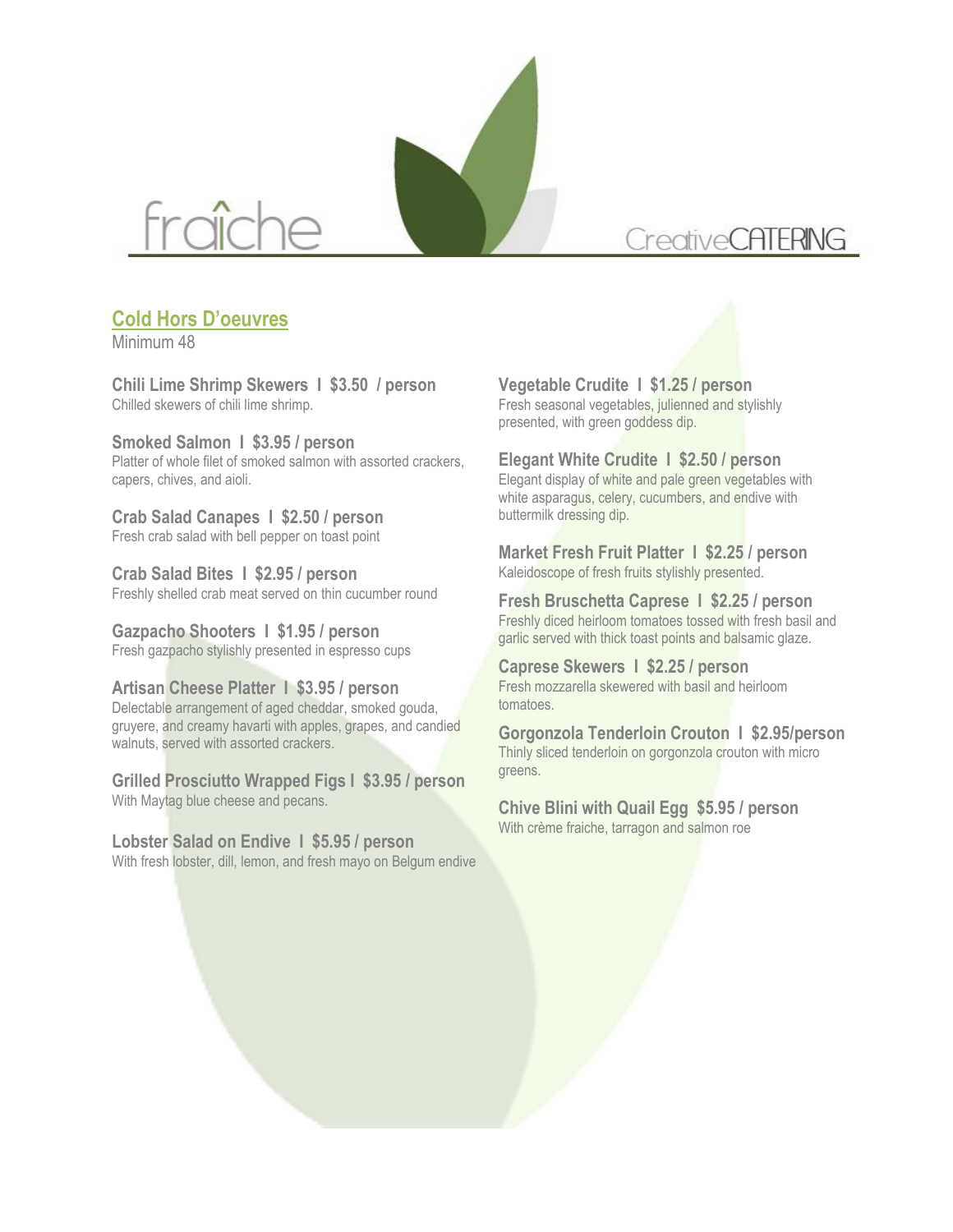fraîche CreativeCATERING

## Cold Hors D'oeuvres

Minimum 48

**Chili Lime Shrimp Skewers I $3.50 / person**
Chilled skewers of chili lime shrimp.

**Smoked Salmon I $3.95 / person**
Platter of whole filet of smoked salmon with assorted crackers, capers, chives, and aioli.

**Crab Salad Canapes I $2.50 / person**
Fresh crab salad with bell pepper on toast point

**Crab Salad Bites I $2.95 / person**
Freshly shelled crab meat served on thin cucumber round

**Gazpacho Shooters I $1.95 / person**
Fresh gazpacho stylishly presented in espresso cups

**Artisan Cheese Platter I $3.95 / person**
Delectable arrangement of aged cheddar, smoked gouda, gruyere, and creamy havarti with apples, grapes, and candied walnuts, served with assorted crackers.

**Grilled Prosciutto Wrapped Figs I $3.95 / person**
With Maytag blue cheese and pecans.

**Lobster Salad on Endive I $5.95 / person**
With fresh lobster, dill, lemon, and fresh mayo on Belgum endive

**Vegetable Crudite I $1.25 / person**
Fresh seasonal vegetables, julienned and stylishly presented, with green goddess dip.

**Elegant White Crudite I $2.50 / person**
Elegant display of white and pale green vegetables with white asparagus, celery, cucumbers, and endive with buttermilk dressing dip.

**Market Fresh Fruit Platter I $2.25 / person**
Kaleidoscope of fresh fruits stylishly presented.

**Fresh Bruschetta Caprese I $2.25 / person**
Freshly diced heirloom tomatoes tossed with fresh basil and garlic served with thick toast points and balsamic glaze.

**Caprese Skewers I $2.25 / person**
Fresh mozzarella skewered with basil and heirloom tomatoes.

**Gorgonzola Tenderloin Crouton I $2.95/person**
Thinly sliced tenderloin on gorgonzola crouton with micro greens.

**Chive Blini with Quail Egg $5.95 / person**
With crème fraiche, tarragon and salmon roe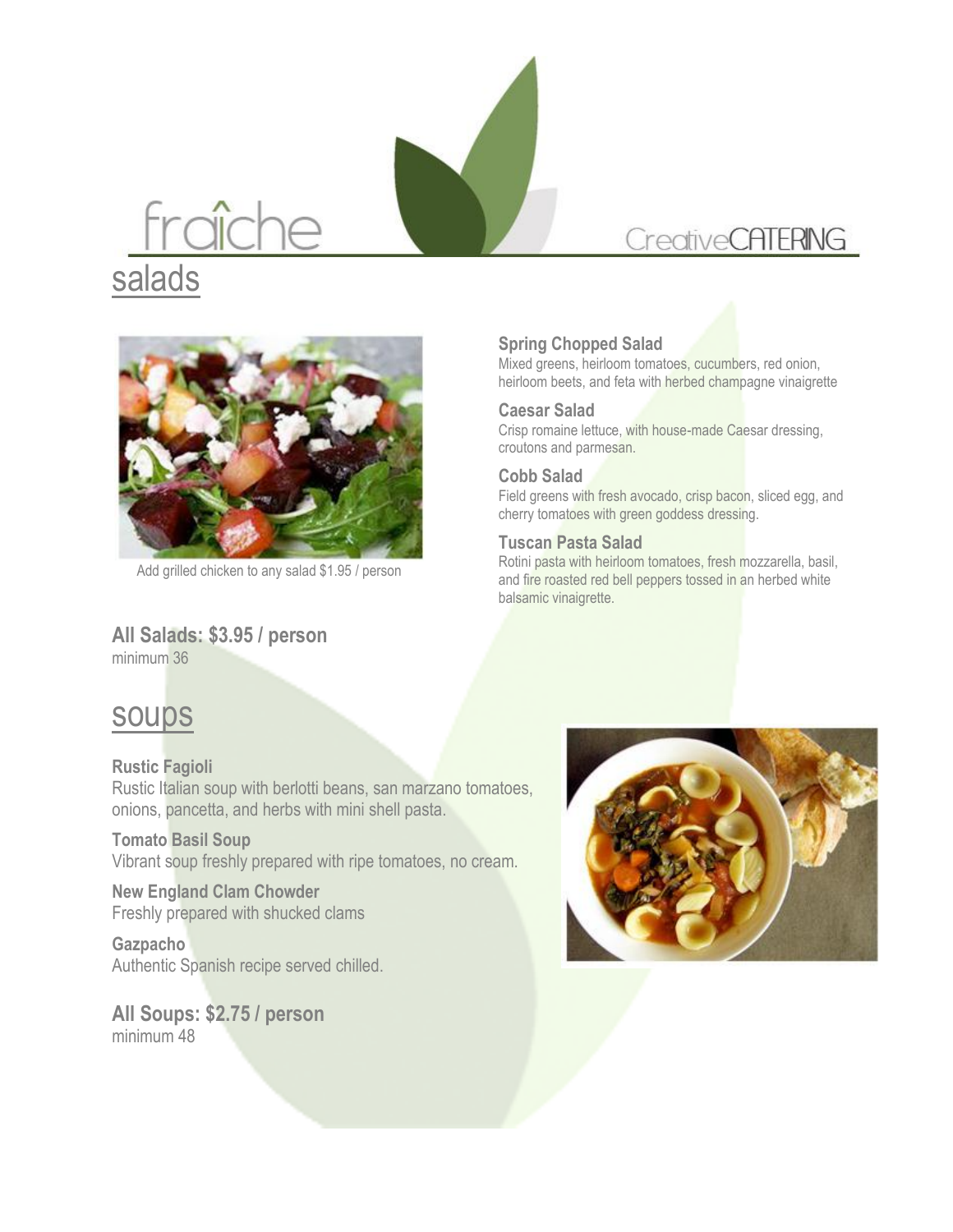fraîche CreativeCATERING

# salads

Add grilled chicken to any salad $1.95 / person

**Spring Chopped Salad**
Mixed greens, heirloom tomatoes, cucumbers, red onion, heirloom beets, and feta with herbed champagne vinaigrette

**Caesar Salad**
Crisp romaine lettuce, with house-made Caesar dressing, croutons and parmesan.

**Cobb Salad**
Field greens with fresh avocado, crisp bacon, sliced egg, and cherry tomatoes with green goddess dressing.

**Tuscan Pasta Salad**
Rotini pasta with heirloom tomatoes, fresh mozzarella, basil, and fire roasted red bell peppers tossed in an herbed white balsamic vinaigrette.

**All Salads: $3.95 / person**
minimum 36

# soups

**Rustic Fagioli**
Rustic Italian soup with berlotti beans, san marzano tomatoes, onions, pancetta, and herbs with mini shell pasta.

**Tomato Basil Soup**
Vibrant soup freshly prepared with ripe tomatoes, no cream.

**New England Clam Chowder**
Freshly prepared with shucked clams

**Gazpacho**
Authentic Spanish recipe served chilled.

**All Soups: $2.75 / person**
minimum 48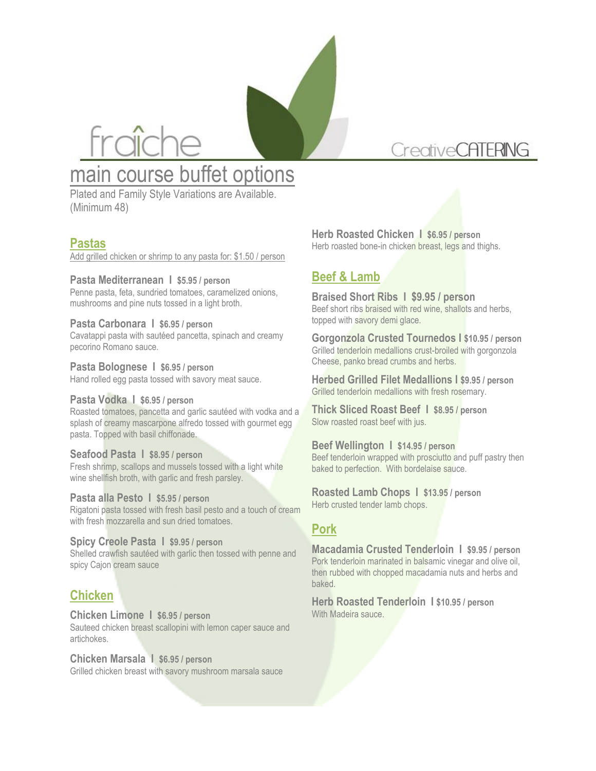fraîche

CreativeCATERING

# main course buffet options

Plated and Family Style Variations are Available.
(Minimum 48)

## Pastas

Add grilled chicken or shrimp to any pasta for: $1.50 / person

**Pasta Mediterranean I $5.95 / person**
Penne pasta, feta, sundried tomatoes, caramelized onions, mushrooms and pine nuts tossed in a light broth.

**Pasta Carbonara I $6.95 / person**
Cavatappi pasta with sautéed pancetta, spinach and creamy pecorino Romano sauce.

**Pasta Bolognese I $6.95 / person**
Hand rolled egg pasta tossed with savory meat sauce.

**Pasta Vodka I $6.95 / person**
Roasted tomatoes, pancetta and garlic sautéed with vodka and a splash of creamy mascarpone alfredo tossed with gourmet egg pasta. Topped with basil chiffonade.

**Seafood Pasta I $8.95 / person**
Fresh shrimp, scallops and mussels tossed with a light white wine shellfish broth, with garlic and fresh parsley.

**Pasta alla Pesto I $5.95 / person**
Rigatoni pasta tossed with fresh basil pesto and a touch of cream with fresh mozzarella and sun dried tomatoes.

**Spicy Creole Pasta I $9.95 / person**
Shelled crawfish sautéed with garlic then tossed with penne and spicy Cajon cream sauce

## Chicken

**Chicken Limone I $6.95 / person**
Sauteed chicken breast scallopini with lemon caper sauce and artichokes.

**Chicken Marsala I $6.95 / person**
Grilled chicken breast with savory mushroom marsala sauce

**Herb Roasted Chicken I $6.95 / person**
Herb roasted bone-in chicken breast, legs and thighs.

## Beef & Lamb

**Braised Short Ribs I $9.95 / person**
Beef short ribs braised with red wine, shallots and herbs, topped with savory demi glace.

**Gorgonzola Crusted Tournedos I $10.95 / person**
Grilled tenderloin medallions crust-broiled with gorgonzola Cheese, panko bread crumbs and herbs.

**Herbed Grilled Filet Medallions I $9.95 / person**
Grilled tenderloin medallions with fresh rosemary.

**Thick Sliced Roast Beef I $8.95 / person**
Slow roasted roast beef with jus.

**Beef Wellington I $14.95 / person**
Beef tenderloin wrapped with prosciutto and puff pastry then baked to perfection. With bordelaise sauce.

**Roasted Lamb Chops I $13.95 / person**
Herb crusted tender lamb chops.

## Pork

**Macadamia Crusted Tenderloin I $9.95 / person**
Pork tenderloin marinated in balsamic vinegar and olive oil, then rubbed with chopped macadamia nuts and herbs and baked.

**Herb Roasted Tenderloin I $10.95 / person**
With Madeira sauce.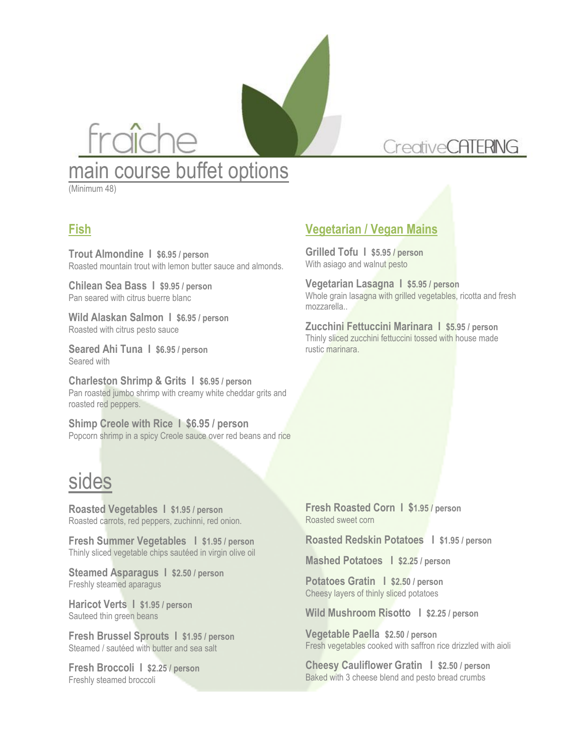fraîche CreativeCATERING

# main course buffet options

(Minimum 48)

## Fish

**Trout Almondine I $6.95 / person**
Roasted mountain trout with lemon butter sauce and almonds.

**Chilean Sea Bass I $9.95 / person**
Pan seared with citrus buerre blanc

**Wild Alaskan Salmon I $6.95 / person**
Roasted with citrus pesto sauce

**Seared Ahi Tuna I $6.95 / person**
Seared with

**Charleston Shrimp & Grits I $6.95 / person**
Pan roasted jumbo shrimp with creamy white cheddar grits and roasted red peppers.

**Shimp Creole with Rice I $6.95 / person**
Popcorn shrimp in a spicy Creole sauce over red beans and rice

## Vegetarian / Vegan Mains

**Grilled Tofu I $5.95 / person**
With asiago and walnut pesto

**Vegetarian Lasagna I $5.95 / person**
Whole grain lasagna with grilled vegetables, ricotta and fresh mozzarella..

**Zucchini Fettuccini Marinara I $5.95 / person**
Thinly sliced zucchini fettuccini tossed with house made rustic marinara.

# sides

**Roasted Vegetables I $1.95 / person**
Roasted carrots, red peppers, zuchinni, red onion.

**Fresh Summer Vegetables I $1.95 / person**
Thinly sliced vegetable chips sautéed in virgin olive oil

**Steamed Asparagus I $2.50 / person**
Freshly steamed aparagus

**Haricot Verts I $1.95 / person**
Sauteed thin green beans

**Fresh Brussel Sprouts I $1.95 / person**
Steamed / sautéed with butter and sea salt

**Fresh Broccoli I $2.25 / person**
Freshly steamed broccoli

**Fresh Roasted Corn I $1.95 / person**
Roasted sweet corn

**Roasted Redskin Potatoes I $1.95 / person**

**Mashed Potatoes I $2.25 / person**

**Potatoes Gratin I $2.50 / person**
Cheesy layers of thinly sliced potatoes

**Wild Mushroom Risotto I $2.25 / person**

**Vegetable Paella $2.50 / person**
Fresh vegetables cooked with saffron rice drizzled with aioli

**Cheesy Cauliflower Gratin I $2.50 / person**
Baked with 3 cheese blend and pesto bread crumbs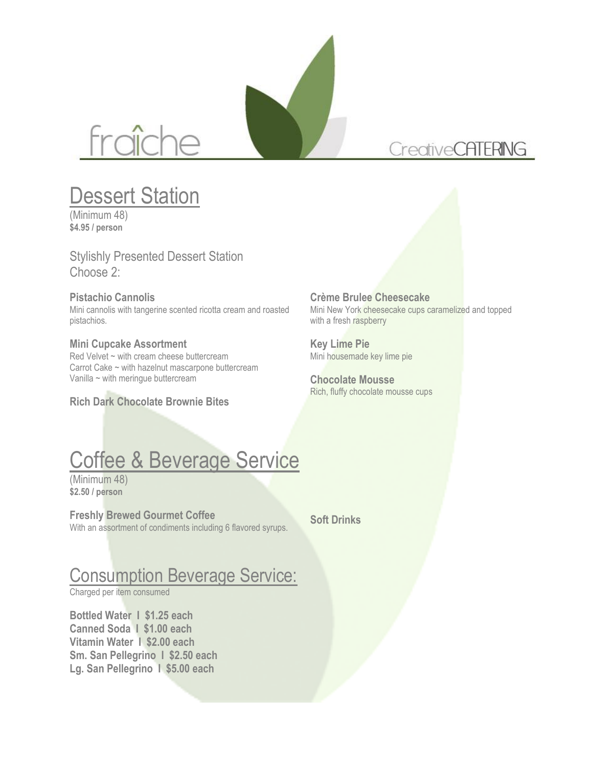fraîche CreativeCATERING

# Dessert Station

(Minimum 48)
**$4.95 / person**

Stylishly Presented Dessert Station
Choose 2:

**Pistachio Cannolis**
Mini cannolis with tangerine scented ricotta cream and roasted pistachios.

**Mini Cupcake Assortment**
Red Velvet ~ with cream cheese buttercream
Carrot Cake ~ with hazelnut mascarpone buttercream
Vanilla ~ with meringue buttercream

**Rich Dark Chocolate Brownie Bites**

**Crème Brulee Cheesecake**
Mini New York cheesecake cups caramelized and topped with a fresh raspberry

**Key Lime Pie**
Mini housemade key lime pie

**Chocolate Mousse**
Rich, fluffy chocolate mousse cups

# Coffee & Beverage Service

(Minimum 48)
**$2.50 / person**

**Freshly Brewed Gourmet Coffee**
With an assortment of condiments including 6 flavored syrups.

**Soft Drinks**

# Consumption Beverage Service:

Charged per item consumed

**Bottled Water I $1.25 each**
**Canned Soda I $1.00 each**
**Vitamin Water I $2.00 each**
**Sm. San Pellegrino I $2.50 each**
**Lg. San Pellegrino I $5.00 each**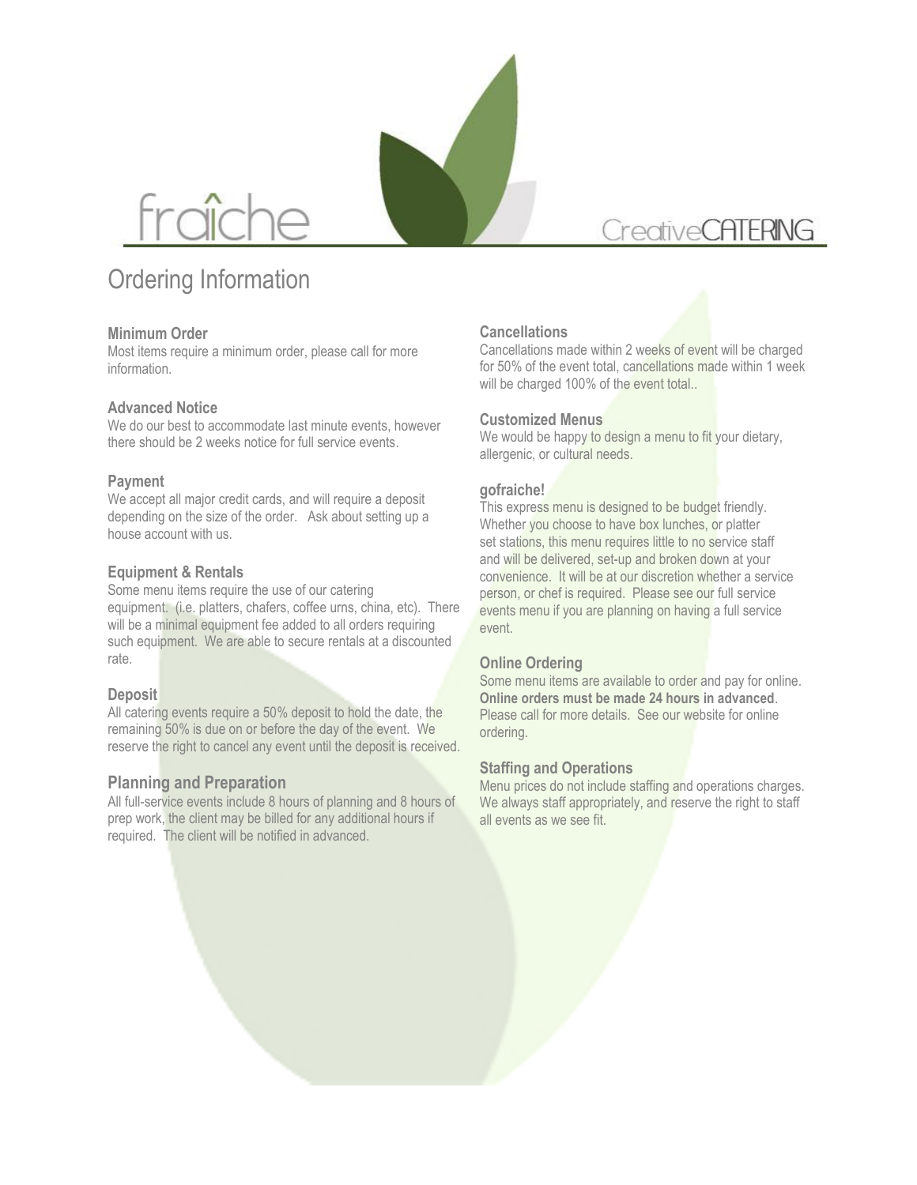fraîche

CreativeCATERING

# Ordering Information

### Minimum Order

Most items require a minimum order, please call for more information.

### Advanced Notice

We do our best to accommodate last minute events, however there should be 2 weeks notice for full service events.

### Payment

We accept all major credit cards, and will require a deposit depending on the size of the order. Ask about setting up a house account with us.

### Equipment & Rentals

Some menu items require the use of our catering equipment. (i.e. platters, chafers, coffee urns, china, etc). There will be a minimal equipment fee added to all orders requiring such equipment. We are able to secure rentals at a discounted rate.

### Deposit

All catering events require a 50% deposit to hold the date, the remaining 50% is due on or before the day of the event. We reserve the right to cancel any event until the deposit is received.

### Planning and Preparation

All full-service events include 8 hours of planning and 8 hours of prep work, the client may be billed for any additional hours if required. The client will be notified in advanced.

### Cancellations

Cancellations made within 2 weeks of event will be charged for 50% of the event total, cancellations made within 1 week will be charged 100% of the event total..

### Customized Menus

We would be happy to design a menu to fit your dietary, allergenic, or cultural needs.

### gofraiche!

This express menu is designed to be budget friendly. Whether you choose to have box lunches, or platter set stations, this menu requires little to no service staff and will be delivered, set-up and broken down at your convenience. It will be at our discretion whether a service person, or chef is required. Please see our full service events menu if you are planning on having a full service event.

### Online Ordering

Some menu items are available to order and pay for online. **Online orders must be made 24 hours in advanced**. Please call for more details. See our website for online ordering.

### Staffing and Operations

Menu prices do not include staffing and operations charges. We always staff appropriately, and reserve the right to staff all events as we see fit.